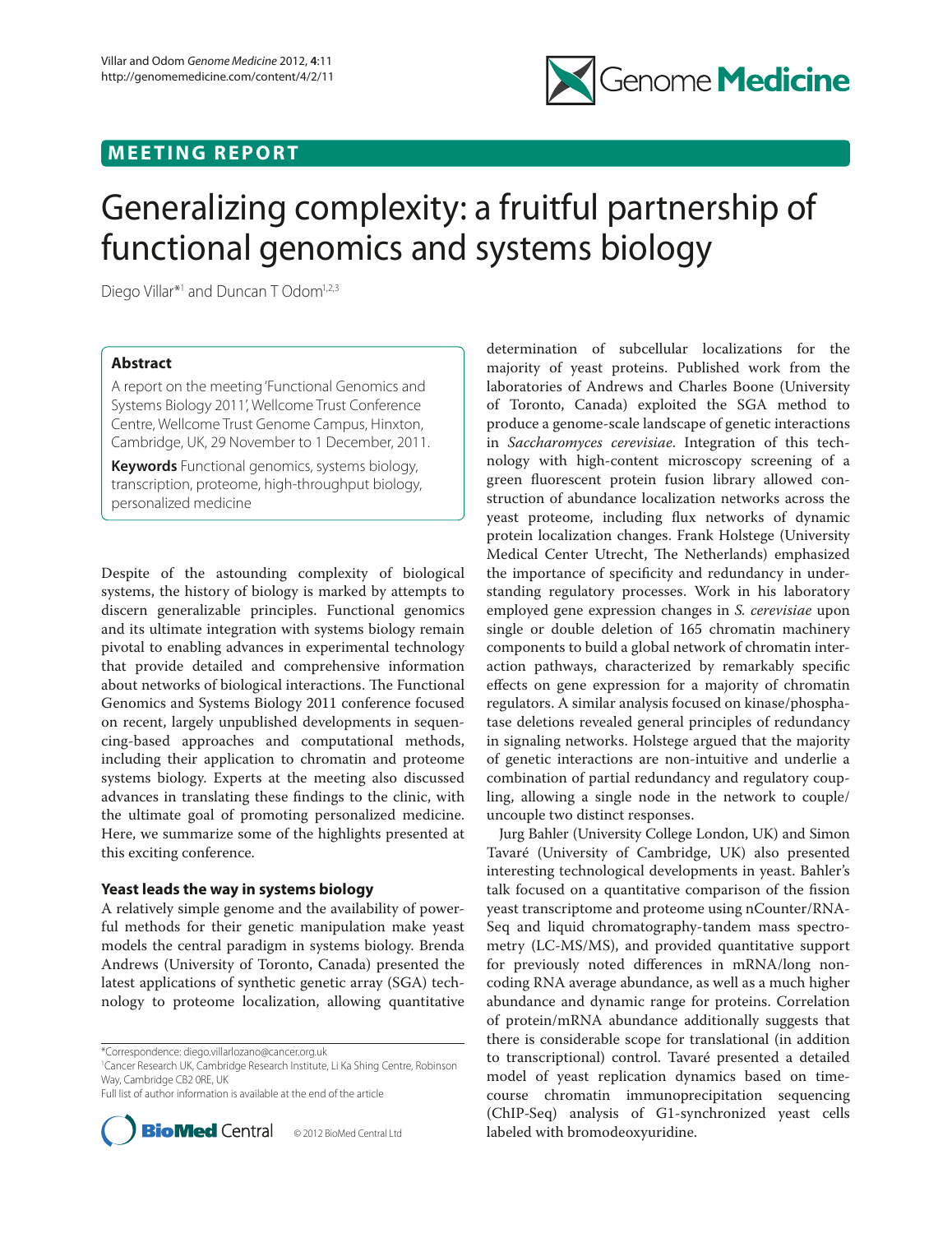MEETING REPORT

# Generalizing complexity: a fruitful partnership of functional genomics and systems biology

Diego Villar*[1] and Duncan T Odom[1,2,3]

## Abstract

A report on the meeting 'Functional Genomics and Systems Biology 2011', Wellcome Trust Conference Centre, Wellcome Trust Genome Campus, Hinxton, Cambridge, UK, 29 November to 1 December, 2011.

**Keywords** Functional genomics, systems biology, transcription, proteome, high-throughput biology, personalized medicine

Despite of the astounding complexity of biological systems, the history of biology is marked by attempts to discern generalizable principles. Functional genomics and its ultimate integration with systems biology remain pivotal to enabling advances in experimental technology that provide detailed and comprehensive information about networks of biological interactions. The Functional Genomics and Systems Biology 2011 conference focused on recent, largely unpublished developments in sequencing-based approaches and computational methods, including their application to chromatin and proteome systems biology. Experts at the meeting also discussed advances in translating these findings to the clinic, with the ultimate goal of promoting personalized medicine. Here, we summarize some of the highlights presented at this exciting conference.

### Yeast leads the way in systems biology

A relatively simple genome and the availability of powerful methods for their genetic manipulation make yeast models the central paradigm in systems biology. Brenda Andrews (University of Toronto, Canada) presented the latest applications of synthetic genetic array (SGA) technology to proteome localization, allowing quantitative determination of subcellular localizations for the majority of yeast proteins. Published work from the laboratories of Andrews and Charles Boone (University of Toronto, Canada) exploited the SGA method to produce a genome-scale landscape of genetic interactions in *Saccharomyces cerevisiae*. Integration of this technology with high-content microscopy screening of a green fluorescent protein fusion library allowed construction of abundance localization networks across the yeast proteome, including flux networks of dynamic protein localization changes. Frank Holstege (University Medical Center Utrecht, The Netherlands) emphasized the importance of specificity and redundancy in understanding regulatory processes. Work in his laboratory employed gene expression changes in *S. cerevisiae* upon single or double deletion of 165 chromatin machinery components to build a global network of chromatin interaction pathways, characterized by remarkably specific effects on gene expression for a majority of chromatin regulators. A similar analysis focused on kinase/phosphatase deletions revealed general principles of redundancy in signaling networks. Holstege argued that the majority of genetic interactions are non-intuitive and underlie a combination of partial redundancy and regulatory coupling, allowing a single node in the network to couple/uncouple two distinct responses.

Jurg Bahler (University College London, UK) and Simon Tavaré (University of Cambridge, UK) also presented interesting technological developments in yeast. Bahler's talk focused on a quantitative comparison of the fission yeast transcriptome and proteome using nCounter/RNA-Seq and liquid chromatography-tandem mass spectrometry (LC-MS/MS), and provided quantitative support for previously noted differences in mRNA/long non-coding RNA average abundance, as well as a much higher abundance and dynamic range for proteins. Correlation of protein/mRNA abundance additionally suggests that there is considerable scope for translational (in addition to transcriptional) control. Tavaré presented a detailed model of yeast replication dynamics based on time-course chromatin immunoprecipitation sequencing (ChIP-Seq) analysis of G1-synchronized yeast cells labeled with bromodeoxyuridine.

*Correspondence: diego.villarlozano@cancer.org.uk

[1]Cancer Research UK, Cambridge Research Institute, Li Ka Shing Centre, Robinson Way, Cambridge CB2 0RE, UK

Full list of author information is available at the end of the article

© 2012 BioMed Central Ltd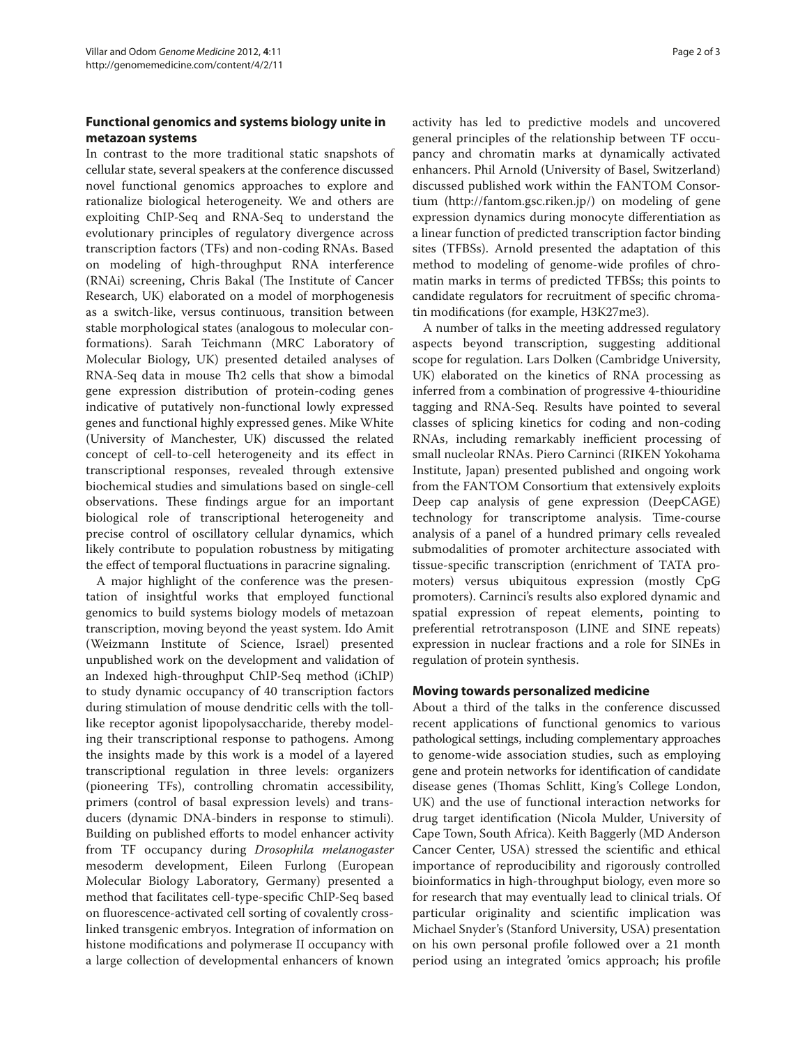## Functional genomics and systems biology unite in metazoan systems

In contrast to the more traditional static snapshots of cellular state, several speakers at the conference discussed novel functional genomics approaches to explore and rationalize biological heterogeneity. We and others are exploiting ChIP-Seq and RNA-Seq to understand the evolutionary principles of regulatory divergence across transcription factors (TFs) and non-coding RNAs. Based on modeling of high-throughput RNA interference (RNAi) screening, Chris Bakal (The Institute of Cancer Research, UK) elaborated on a model of morphogenesis as a switch-like, versus continuous, transition between stable morphological states (analogous to molecular conformations). Sarah Teichmann (MRC Laboratory of Molecular Biology, UK) presented detailed analyses of RNA-Seq data in mouse Th2 cells that show a bimodal gene expression distribution of protein-coding genes indicative of putatively non-functional lowly expressed genes and functional highly expressed genes. Mike White (University of Manchester, UK) discussed the related concept of cell-to-cell heterogeneity and its effect in transcriptional responses, revealed through extensive biochemical studies and simulations based on single-cell observations. These findings argue for an important biological role of transcriptional heterogeneity and precise control of oscillatory cellular dynamics, which likely contribute to population robustness by mitigating the effect of temporal fluctuations in paracrine signaling.

A major highlight of the conference was the presentation of insightful works that employed functional genomics to build systems biology models of metazoan transcription, moving beyond the yeast system. Ido Amit (Weizmann Institute of Science, Israel) presented unpublished work on the development and validation of an Indexed high-throughput ChIP-Seq method (iChIP) to study dynamic occupancy of 40 transcription factors during stimulation of mouse dendritic cells with the toll-like receptor agonist lipopolysaccharide, thereby modeling their transcriptional response to pathogens. Among the insights made by this work is a model of a layered transcriptional regulation in three levels: organizers (pioneering TFs), controlling chromatin accessibility, primers (control of basal expression levels) and transducers (dynamic DNA-binders in response to stimuli). Building on published efforts to model enhancer activity from TF occupancy during *Drosophila melanogaster* mesoderm development, Eileen Furlong (European Molecular Biology Laboratory, Germany) presented a method that facilitates cell-type-specific ChIP-Seq based on fluorescence-activated cell sorting of covalently cross-linked transgenic embryos. Integration of information on histone modifications and polymerase II occupancy with a large collection of developmental enhancers of known activity has led to predictive models and uncovered general principles of the relationship between TF occupancy and chromatin marks at dynamically activated enhancers. Phil Arnold (University of Basel, Switzerland) discussed published work within the FANTOM Consortium (http://fantom.gsc.riken.jp/) on modeling of gene expression dynamics during monocyte differentiation as a linear function of predicted transcription factor binding sites (TFBSs). Arnold presented the adaptation of this method to modeling of genome-wide profiles of chromatin marks in terms of predicted TFBSs; this points to candidate regulators for recruitment of specific chromatin modifications (for example, H3K27me3).

A number of talks in the meeting addressed regulatory aspects beyond transcription, suggesting additional scope for regulation. Lars Dolken (Cambridge University, UK) elaborated on the kinetics of RNA processing as inferred from a combination of progressive 4-thiouridine tagging and RNA-Seq. Results have pointed to several classes of splicing kinetics for coding and non-coding RNAs, including remarkably inefficient processing of small nucleolar RNAs. Piero Carninci (RIKEN Yokohama Institute, Japan) presented published and ongoing work from the FANTOM Consortium that extensively exploits Deep cap analysis of gene expression (DeepCAGE) technology for transcriptome analysis. Time-course analysis of a panel of a hundred primary cells revealed submodalities of promoter architecture associated with tissue-specific transcription (enrichment of TATA promoters) versus ubiquitous expression (mostly CpG promoters). Carninci's results also explored dynamic and spatial expression of repeat elements, pointing to preferential retrotransposon (LINE and SINE repeats) expression in nuclear fractions and a role for SINEs in regulation of protein synthesis.

## Moving towards personalized medicine

About a third of the talks in the conference discussed recent applications of functional genomics to various pathological settings, including complementary approaches to genome-wide association studies, such as employing gene and protein networks for identification of candidate disease genes (Thomas Schlitt, King's College London, UK) and the use of functional interaction networks for drug target identification (Nicola Mulder, University of Cape Town, South Africa). Keith Baggerly (MD Anderson Cancer Center, USA) stressed the scientific and ethical importance of reproducibility and rigorously controlled bioinformatics in high-throughput biology, even more so for research that may eventually lead to clinical trials. Of particular originality and scientific implication was Michael Snyder's (Stanford University, USA) presentation on his own personal profile followed over a 21 month period using an integrated 'omics approach; his profile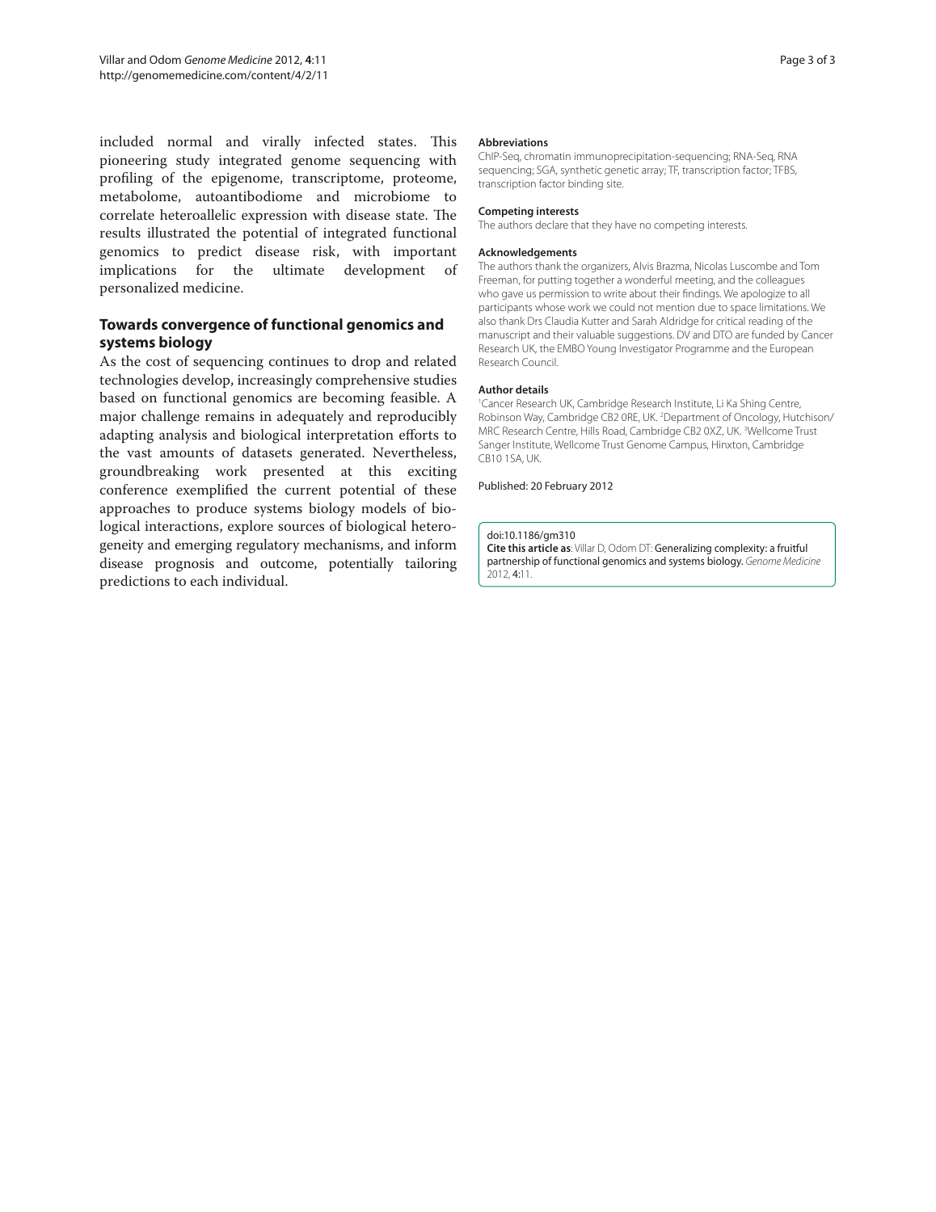included normal and virally infected states. This pioneering study integrated genome sequencing with profiling of the epigenome, transcriptome, proteome, metabolome, autoantibodiome and microbiome to correlate heteroallelic expression with disease state. The results illustrated the potential of integrated functional genomics to predict disease risk, with important implications for the ultimate development of personalized medicine.

## Towards convergence of functional genomics and systems biology

As the cost of sequencing continues to drop and related technologies develop, increasingly comprehensive studies based on functional genomics are becoming feasible. A major challenge remains in adequately and reproducibly adapting analysis and biological interpretation efforts to the vast amounts of datasets generated. Nevertheless, groundbreaking work presented at this exciting conference exemplified the current potential of these approaches to produce systems biology models of biological interactions, explore sources of biological heterogeneity and emerging regulatory mechanisms, and inform disease prognosis and outcome, potentially tailoring predictions to each individual.

#### Abbreviations

ChIP-Seq, chromatin immunoprecipitation-sequencing; RNA-Seq, RNA sequencing; SGA, synthetic genetic array; TF, transcription factor; TFBS, transcription factor binding site.

#### Competing interests

The authors declare that they have no competing interests.

#### Acknowledgements

The authors thank the organizers, Alvis Brazma, Nicolas Luscombe and Tom Freeman, for putting together a wonderful meeting, and the colleagues who gave us permission to write about their findings. We apologize to all participants whose work we could not mention due to space limitations. We also thank Drs Claudia Kutter and Sarah Aldridge for critical reading of the manuscript and their valuable suggestions. DV and DTO are funded by Cancer Research UK, the EMBO Young Investigator Programme and the European Research Council.

#### Author details

[1]Cancer Research UK, Cambridge Research Institute, Li Ka Shing Centre, Robinson Way, Cambridge CB2 0RE, UK. [2]Department of Oncology, Hutchison/MRC Research Centre, Hills Road, Cambridge CB2 0XZ, UK. [3]Wellcome Trust Sanger Institute, Wellcome Trust Genome Campus, Hinxton, Cambridge CB10 1SA, UK.

Published: 20 February 2012

doi:10.1186/gm310

**Cite this article as**: Villar D, Odom DT: Generalizing complexity: a fruitful partnership of functional genomics and systems biology. *Genome Medicine* 2012, **4**:11.